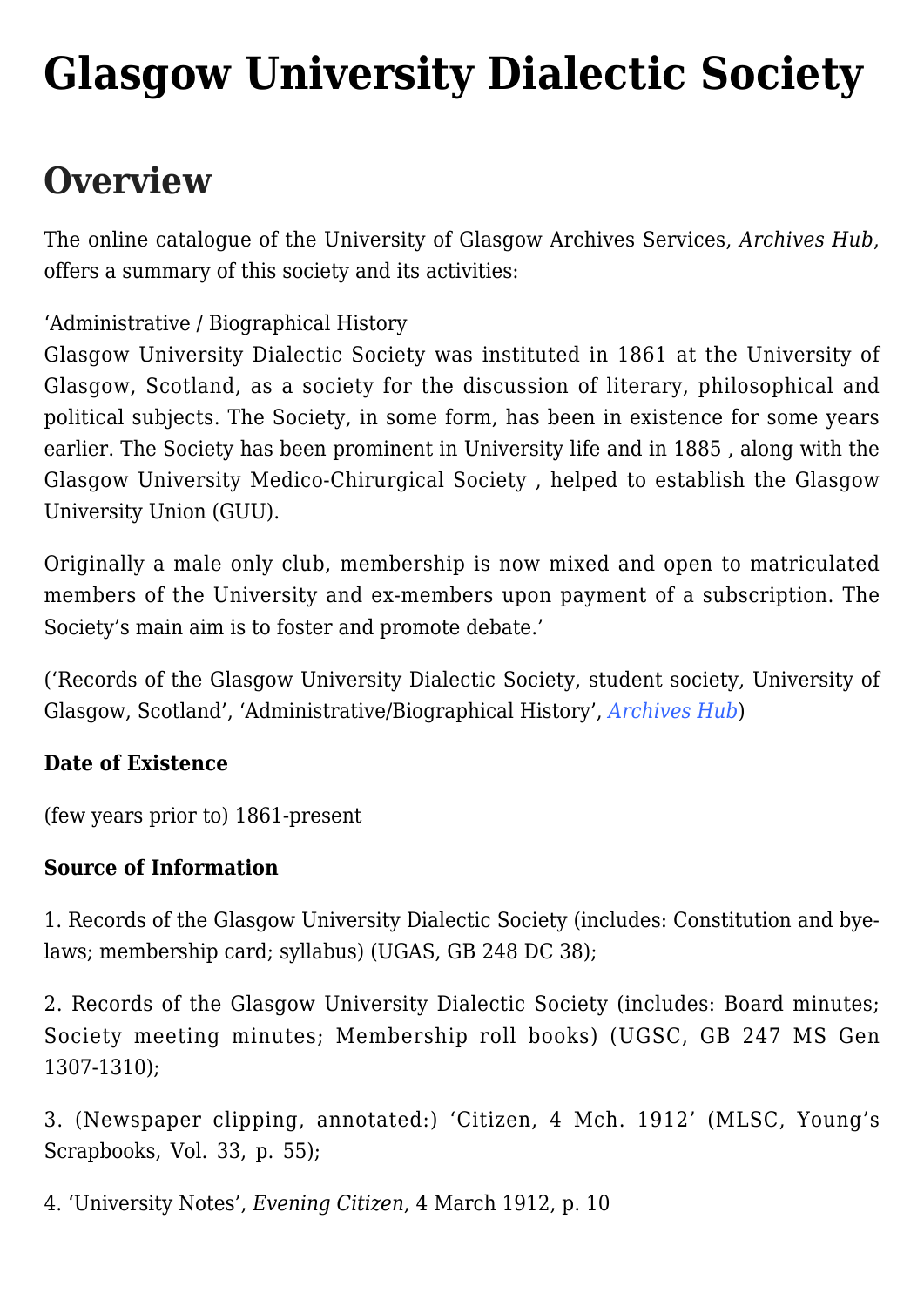# Glasgow University Dialectic Society

## Overview

The online catalogue of the University of Glasgow Archives Services, *Archives Hub*, offers a summary of this society and its activities:

'Administrative / Biographical History
Glasgow University Dialectic Society was instituted in 1861 at the University of Glasgow, Scotland, as a society for the discussion of literary, philosophical and political subjects. The Society, in some form, has been in existence for some years earlier. The Society has been prominent in University life and in 1885 , along with the Glasgow University Medico-Chirurgical Society , helped to establish the Glasgow University Union (GUU).

Originally a male only club, membership is now mixed and open to matriculated members of the University and ex-members upon payment of a subscription. The Society's main aim is to foster and promote debate.'

('Records of the Glasgow University Dialectic Society, student society, University of Glasgow, Scotland', 'Administrative/Biographical History', *Archives Hub*)

**Date of Existence**

(few years prior to) 1861-present

**Source of Information**

1. Records of the Glasgow University Dialectic Society (includes: Constitution and bye-laws; membership card; syllabus) (UGAS, GB 248 DC 38);

2. Records of the Glasgow University Dialectic Society (includes: Board minutes; Society meeting minutes; Membership roll books) (UGSC, GB 247 MS Gen 1307-1310);

3. (Newspaper clipping, annotated:) 'Citizen, 4 Mch. 1912' (MLSC, Young's Scrapbooks, Vol. 33, p. 55);

4. 'University Notes', *Evening Citizen*, 4 March 1912, p. 10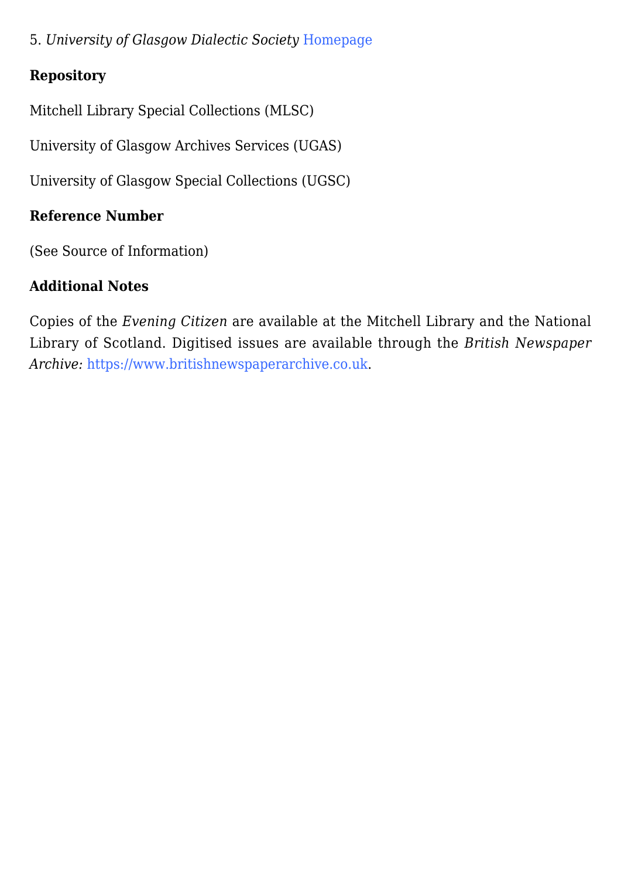5. *University of Glasgow Dialectic Society* Homepage

**Repository**

Mitchell Library Special Collections (MLSC)

University of Glasgow Archives Services (UGAS)

University of Glasgow Special Collections (UGSC)

**Reference Number**

(See Source of Information)

**Additional Notes**

Copies of the *Evening Citizen* are available at the Mitchell Library and the National Library of Scotland. Digitised issues are available through the *British Newspaper Archive:* https://www.britishnewspaperarchive.co.uk.